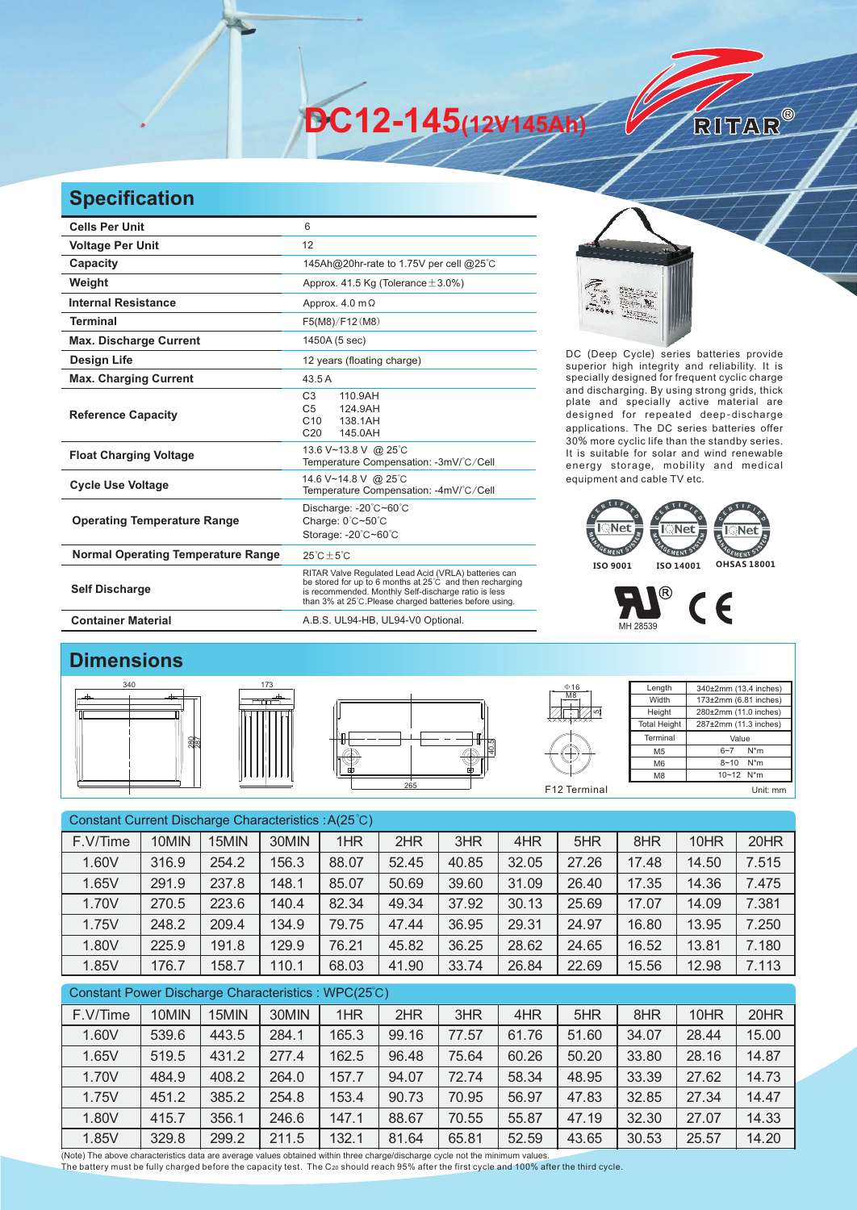# DC12-145(12V145Ah)

RITAR®

## Specification

| | |
|---|---|
| **Cells Per Unit** | 6 |
| **Voltage Per Unit** | 12 |
| **Capacity** | 145Ah@20hr-rate to 1.75V per cell @25℃ |
| **Weight** | Approx. 41.5 Kg (Tolerance±3.0%) |
| **Internal Resistance** | Approx. 4.0 mΩ |
| **Terminal** | F5(M8)/F12(M8) |
| **Max. Discharge Current** | 1450A (5 sec) |
| **Design Life** | 12 years (floating charge) |
| **Max. Charging Current** | 43.5 A |
| **Reference Capacity** | C3 110.9AH<br>C5 124.9AH<br>C10 138.1AH<br>C20 145.0AH |
| **Float Charging Voltage** | 13.6 V~13.8 V @ 25℃<br>Temperature Compensation: -3mV/℃/Cell |
| **Cycle Use Voltage** | 14.6 V~14.8 V @ 25℃<br>Temperature Compensation: -4mV/℃/Cell |
| **Operating Temperature Range** | Discharge: -20℃~60℃<br>Charge: 0℃~50℃<br>Storage: -20℃~60℃ |
| **Normal Operating Temperature Range** | 25℃±5℃ |
| **Self Discharge** | RITAR Valve Regulated Lead Acid (VRLA) batteries can be stored for up to 6 months at 25℃ and then recharging is recommended. Monthly Self-discharge ratio is less than 3% at 25℃.Please charged batteries before using. |
| **Container Material** | A.B.S. UL94-HB, UL94-V0 Optional. |

DC (Deep Cycle) series batteries provide superior high integrity and reliability. It is specially designed for frequent cyclic charge and discharging. By using strong grids, thick plate and specially active material are designed for repeated deep-discharge applications. The DC series batteries offer 30% more cyclic life than the standby series. It is suitable for solar and wind renewable energy storage, mobility and medical equipment and cable TV etc.

ISO 9001 ISO 14001 OHSAS 18001

MH 28539

## Dimensions

| Length | 340±2mm (13.4 inches) |
|---|---|
| Width | 173±2mm (6.81 inches) |
| Height | 280±2mm (11.0 inches) |
| Total Height | 287±2mm (11.3 inches) |

| Terminal | Value |
|---|---|
| M5 | 6~7 N*m |
| M6 | 8~10 N*m |
| M8 | 10~12 N*m |

F12 Terminal

Unit: mm

Constant Current Discharge Characteristics : A(25℃)

| F.V/Time | 10MIN | 15MIN | 30MIN | 1HR | 2HR | 3HR | 4HR | 5HR | 8HR | 10HR | 20HR |
|---|---|---|---|---|---|---|---|---|---|---|---|
| 1.60V | 316.9 | 254.2 | 156.3 | 88.07 | 52.45 | 40.85 | 32.05 | 27.26 | 17.48 | 14.50 | 7.515 |
| 1.65V | 291.9 | 237.8 | 148.1 | 85.07 | 50.69 | 39.60 | 31.09 | 26.40 | 17.35 | 14.36 | 7.475 |
| 1.70V | 270.5 | 223.6 | 140.4 | 82.34 | 49.34 | 37.92 | 30.13 | 25.69 | 17.07 | 14.09 | 7.381 |
| 1.75V | 248.2 | 209.4 | 134.9 | 79.75 | 47.44 | 36.95 | 29.31 | 24.97 | 16.80 | 13.95 | 7.250 |
| 1.80V | 225.9 | 191.8 | 129.9 | 76.21 | 45.82 | 36.25 | 28.62 | 24.65 | 16.52 | 13.81 | 7.180 |
| 1.85V | 176.7 | 158.7 | 110.1 | 68.03 | 41.90 | 33.74 | 26.84 | 22.69 | 15.56 | 12.98 | 7.113 |

Constant Power Discharge Characteristics : WPC(25℃)

| F.V/Time | 10MIN | 15MIN | 30MIN | 1HR | 2HR | 3HR | 4HR | 5HR | 8HR | 10HR | 20HR |
|---|---|---|---|---|---|---|---|---|---|---|---|
| 1.60V | 539.6 | 443.5 | 284.1 | 165.3 | 99.16 | 77.57 | 61.76 | 51.60 | 34.07 | 28.44 | 15.00 |
| 1.65V | 519.5 | 431.2 | 277.4 | 162.5 | 96.48 | 75.64 | 60.26 | 50.20 | 33.80 | 28.16 | 14.87 |
| 1.70V | 484.9 | 408.2 | 264.0 | 157.7 | 94.07 | 72.74 | 58.34 | 48.95 | 33.39 | 27.62 | 14.73 |
| 1.75V | 451.2 | 385.2 | 254.8 | 153.4 | 90.73 | 70.95 | 56.97 | 47.83 | 32.85 | 27.34 | 14.47 |
| 1.80V | 415.7 | 356.1 | 246.6 | 147.1 | 88.67 | 70.55 | 55.87 | 47.19 | 32.30 | 27.07 | 14.33 |
| 1.85V | 329.8 | 299.2 | 211.5 | 132.1 | 81.64 | 65.81 | 52.59 | 43.65 | 30.53 | 25.57 | 14.20 |

(Note) The above characteristics data are average values obtained within three charge/discharge cycle not the minimum values.
The battery must be fully charged before the capacity test. The $C_{20}$ should reach 95% after the first cycle and 100% after the third cycle.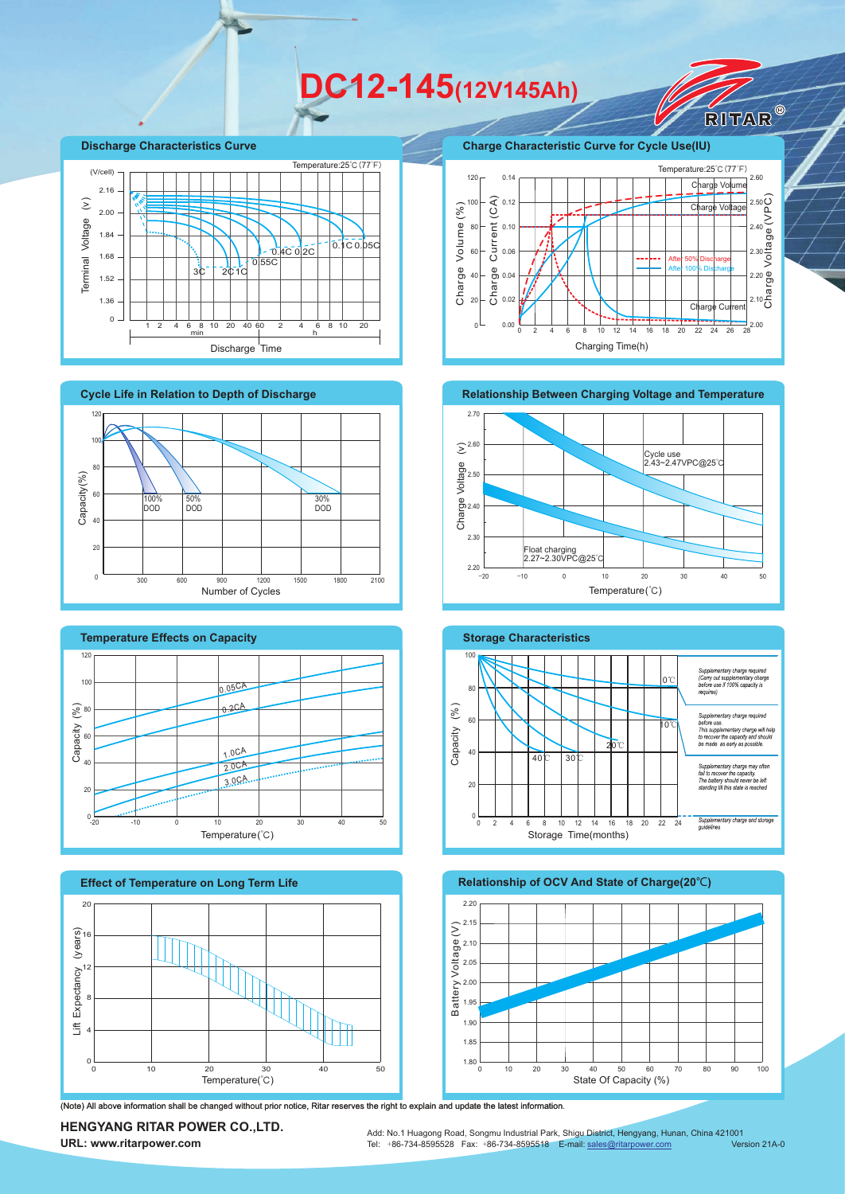# DC12-145(12V145Ah)

RITAR®

## Discharge Characteristics Curve

Temperature:25°C (77°F)

(V/cell)

Terminal Voltage (v)

2.16
2.00
1.84
1.68
1.52
1.36
0

3C 2C 1C 0.55C 0.4C 0.2C 0.1C 0.05C

1 2 4 6 8 10 20 40 60 2 4 6 8 10 20

min h

Discharge Time

## Charge Characteristic Curve for Cycle Use(IU)

Temperature:25°C (77°F)

Charge Volume (%) 120 100 80 60 40 20 0

Charge Current (CA) 0.14 0.12 0.10 0.08 0.06 0.04 0.02 0.00

Charge Voltage (VPC) 2.60 2.50 2.40 2.30 2.20 2.10 2.00

Charge Volume

Charge Voltage

After 50% Discharge

After 100% Discharge

Charge Current

0 2 4 6 8 10 12 14 16 18 20 22 24 26 28

Charging Time(h)

## Cycle Life in Relation to Depth of Discharge

Capacity(%) 120 100 80 60 40 20 0

100% DOD

50% DOD

30% DOD

300 600 900 1200 1500 1800 2100

Number of Cycles

## Relationship Between Charging Voltage and Temperature

Charge Voltage (v) 2.70 2.60 2.50 2.40 2.30 2.20

Cycle use
2.43~2.47VPC@25°C

Float charging
2.27~2.30VPC@25°C

−20 −10 0 10 20 30 40 50

Temperature(°C)

## Temperature Effects on Capacity

Capacity (%) 120 100 80 60 40 20 0

0.05CA
0.2CA
1.0CA
2.0CA
3.0CA

-20 -10 0 10 20 30 40 50

Temperature(°C)

## Storage Characteristics

Capacity (%) 100 80 60 40 20 0

0°C
10°C
20°C
40°C
30°C

Supplementary charge required (Carry out supplementary charge before use if 100% capacity is requires)

Supplementary charge required before use. This supplementary charge will help to recover the capacity and should be made as early as possible.

Supplementary charge may often fail to recover the capacity. The battery should never be left standing till this state is reached

Supplementary charge and storage guidelines

0 2 4 6 8 10 12 14 16 18 20 22 24

Storage Time(months)

## Effect of Temperature on Long Term Life

Lift Expectancy (years) 20 16 12 8 4 0

0 10 20 30 40 50

Temperature(°C)

## Relationship of OCV And State of Charge(20°C)

Battery Voltage (V) 2.20 2.15 2.10 2.05 2.00 1.95 1.90 1.85 1.80

0 10 20 30 40 50 60 70 80 90 100

State Of Capacity (%)

(Note) All above information shall be changed without prior notice, Ritar reserves the right to explain and update the latest information.

**HENGYANG RITAR POWER CO.,LTD.**

**URL: www.ritarpower.com**

Add: No.1 Huagong Road, Songmu Industrial Park, Shigu District, Hengyang, Hunan, China 421001

Tel: +86-734-8595528 Fax: +86-734-8595518 E-mail: sales@ritarpower.com

Version 21A-0